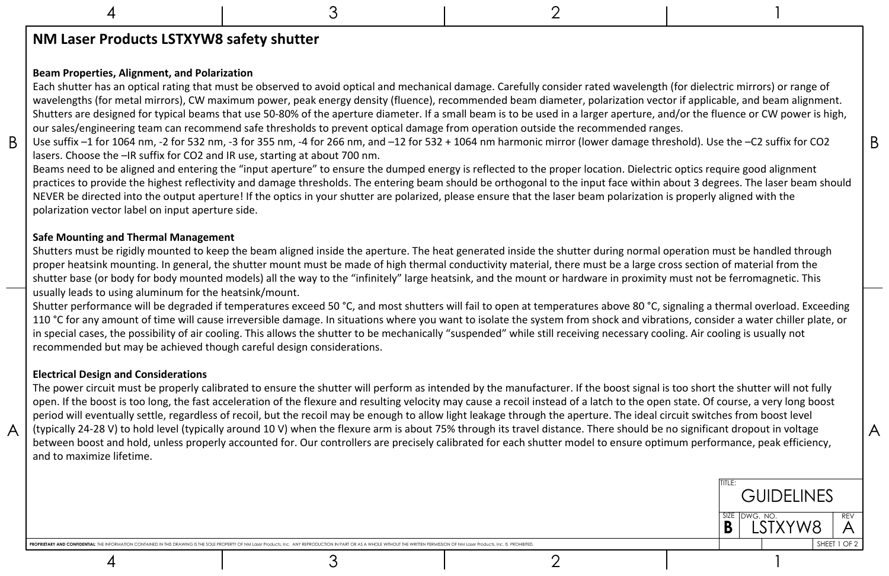# NM Laser Products LSTXYW8 safety shutter

### Beam Properties, Alignment, and Polarization

Each shutter has an optical rating that must be observed to avoid optical and mechanical damage. Carefully consider rated wavelength (for dielectric mirrors) or range of wavelengths (for metal mirrors), CW maximum power, peak energy density (fluence), recommended beam diameter, polarization vector if applicable, and beam alignment. Shutters are designed for typical beams that use 50-80% of the aperture diameter. If a small beam is to be used in a larger aperture, and/or the fluence or CW power is high, our sales/engineering team can recommend safe thresholds to prevent optical damage from operation outside the recommended ranges.

Use suffix –1 for 1064 nm, -2 for 532 nm, -3 for 355 nm, -4 for 266 nm, and –12 for 532 + 1064 nm harmonic mirror (lower damage threshold). Use the –C2 suffix for $CO_2$ lasers. Choose the –IR suffix for $CO_2$ and IR use, starting at about 700 nm.

Beams need to be aligned and entering the "input aperture" to ensure the dumped energy is reflected to the proper location. Dielectric optics require good alignment practices to provide the highest reflectivity and damage thresholds. The entering beam should be orthogonal to the input face within about 3 degrees. The laser beam should NEVER be directed into the output aperture! If the optics in your shutter are polarized, please ensure that the laser beam polarization is properly aligned with the polarization vector label on input aperture side.

### Safe Mounting and Thermal Management

Shutters must be rigidly mounted to keep the beam aligned inside the aperture. The heat generated inside the shutter during normal operation must be handled through proper heatsink mounting. In general, the shutter mount must be made of high thermal conductivity material, there must be a large cross section of material from the shutter base (or body for body mounted models) all the way to the "infinitely" large heatsink, and the mount or hardware in proximity must not be ferromagnetic. This usually leads to using aluminum for the heatsink/mount.

Shutter performance will be degraded if temperatures exceed 50 °C, and most shutters will fail to open at temperatures above 80 °C, signaling a thermal overload. Exceeding 110 °C for any amount of time will cause irreversible damage. In situations where you want to isolate the system from shock and vibrations, consider a water chiller plate, or in special cases, the possibility of air cooling. This allows the shutter to be mechanically "suspended" while still receiving necessary cooling. Air cooling is usually not recommended but may be achieved though careful design considerations.

### Electrical Design and Considerations

The power circuit must be properly calibrated to ensure the shutter will perform as intended by the manufacturer. If the boost signal is too short the shutter will not fully open. If the boost is too long, the fast acceleration of the flexure and resulting velocity may cause a recoil instead of a latch to the open state. Of course, a very long boost period will eventually settle, regardless of recoil, but the recoil may be enough to allow light leakage through the aperture. The ideal circuit switches from boost level (typically 24-28 V) to hold level (typically around 10 V) when the flexure arm is about 75% through its travel distance. There should be no significant dropout in voltage between boost and hold, unless properly accounted for. Our controllers are precisely calibrated for each shutter model to ensure optimum performance, peak efficiency, and to maximize lifetime.

TITLE: GUIDELINES

| SIZE | DWG. NO. | REV |
|---|---|---|
| B | LSTXYW8 | A |

**PROPRIETARY AND CONFIDENTIAL**: THE INFORMATION CONTAINED IN THIS DRAWING IS THE SOLE PROPERTY OF NM Laser Products, Inc. ANY REPRODUCTION IN PART OR AS A WHOLE WITHOUT THE WRITTEN PERMISSION OF NM Laser Products, Inc. IS PROHIBITED.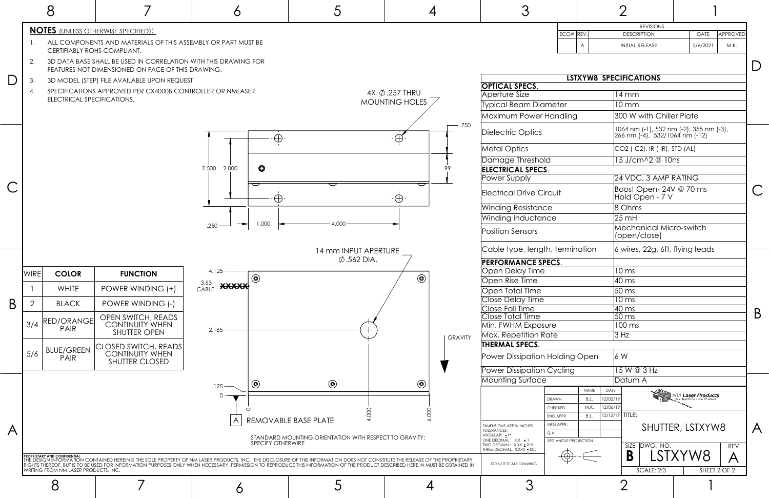**NOTES** (UNLESS OTHERWISE SPECIFIED):

1. ALL COMPONENTS AND MATERIALS OF THIS ASSEMBLY OR PART MUST BE CERTIFIABLY ROHS COMPLIANT.
2. 3D DATA BASE SHALL BE USED IN CORRELATION WITH THIS DRAWING FOR FEATURES NOT DIMENSIONED ON FACE OF THIS DRAWING.
3. 3D MODEL (STEP) FILE AVAILABLE UPON REQUEST
4. SPECIFICATIONS APPROVED PER CX4000B CONTROLLER OR NMLASER ELECTRICAL SPECIFICATIONS.

| REVISIONS | | | | |
|---|---|---|---|---|
| ECO# | REV. | DESCRIPTION | DATE | APPROVED |
| | A | INITIAL RELEASE | 5/6/2021 | M.K. |

4X ∅.257 THRU MOUNTING HOLES

.750

2.500 2.000

.99

.250 1.000 4.000

14 mm INPUT APERTURE ∅.562 DIA.

4.125

3.63 CABLE

2.165

GRAVITY

.125

0

4.000

6.000

A REMOVABLE BASE PLATE

STANDARD MOUNTING ORIENTATION WITH RESPECT TO GRAVITY: SPECIFY OTHERWISE

| WIRE | COLOR | FUNCTION |
|---|---|---|
| 1 | WHITE | POWER WINDING (+) |
| 2 | BLACK | POWER WINDING (-) |
| 3/4 | RED/ORANGE PAIR | OPEN SWITCH, READS CONTINUITY WHEN SHUTTER OPEN |
| 5/6 | BLUE/GREEN PAIR | CLOSED SWITCH, READS CONTINUITY WHEN SHUTTER CLOSED |

## LSTXYW8 SPECIFICATIONS

| | |
|---|---|
| **OPTICAL SPECS.** | |
| Aperture Size | 14 mm |
| Typical Beam Diameter | 10 mm |
| Maximum Power Handling | 300 W with Chiller Plate |
| Dielectric Optics | 1064 nm (-1), 532 nm (-2), 355 nm (-3), 266 nm (-4), 532/1064 nm (-12) |
| Metal Optics | CO2 (-C2), IR (-IR), STD (AL) |
| Damage Threshold | 15 J/cm^2 @ 10ns |
| **ELECTRICAL SPECS.** | |
| Power Supply | 24 VDC, 3 AMP RATING |
| Electrical Drive Circuit | Boost Open- 24V @ 70 ms Hold Open - 7 V |
| Winding Resistance | 8 Ohms |
| Winding Inductance | 25 mH |
| Position Sensors | Mechanical Micro-switch (open/close) |
| Cable type, length, termination | 6 wires, 22g, 6ft, flying leads |
| **PERFORMANCE SPECS.** | |
| Open Delay Time | 10 ms |
| Open Rise Time | 40 ms |
| Open Total Time | 50 ms |
| Close Delay Time | 10 ms |
| Close Fall Time | 40 ms |
| Close Total Time | 50 ms |
| Min. FWHM Exposure | 100 ms |
| Max. Repetition Rate | 3 Hz |
| **THERMAL SPECS.** | |
| Power Dissipation Holding Open | 6 W |
| Power Dissipation Cycling | 15 W @ 3 Hz |
| Mounting Surface | Datum A |

| | NAME | DATE |
|---|---|---|
| DRAWN | B.L. | 12/02/19 |
| CHECKED | M.K. | 12/06/19 |
| ENG APPR. | B.L. | 12/12/19 |
| MFG APPR. | | |
| Q.A. | | |

DIMENSIONS ARE IN INCHES
TOLERANCES:
ANGULAR: ±1°
ONE DECIMAL: X.X ±.1
TWO DECIMAL: X.XX ±.015
THREE DECIMAL: X.XXX ±.005

3RD ANGLE PROJECTION

DO NOT SCALE DRAWING

NM Laser Products — The Source for Laser Shutters

TITLE: SHUTTER, LSTXYW8

SIZE: B | DWG. NO.: LSTXYW8 | REV: A

SCALE: 2:3 | SHEET 2 OF 2

PROPRIETARY AND CONFIDENTIAL
THE DESIGN INFORMATION CONTAINED HEREIN IS THE SOLE PROPERTY OF NM LASER PRODUCTS, INC. THE DISCLOSURE OF THIS INFORMATION DOES NOT CONSTITUTE THE RELEASE OF THE PROPRIETARY RIGHTS THEREOF, BUT IS TO BE USED FOR INFORMATION PURPOSES ONLY WHEN NECESSARY. PERMISSION TO REPRODUCE THIS INFORMATION OF THE PRODUCT DESCRIBED HERE IN MUST BE OBTAINED IN WRITING FROM NM LASER PRODUCTS, INC.